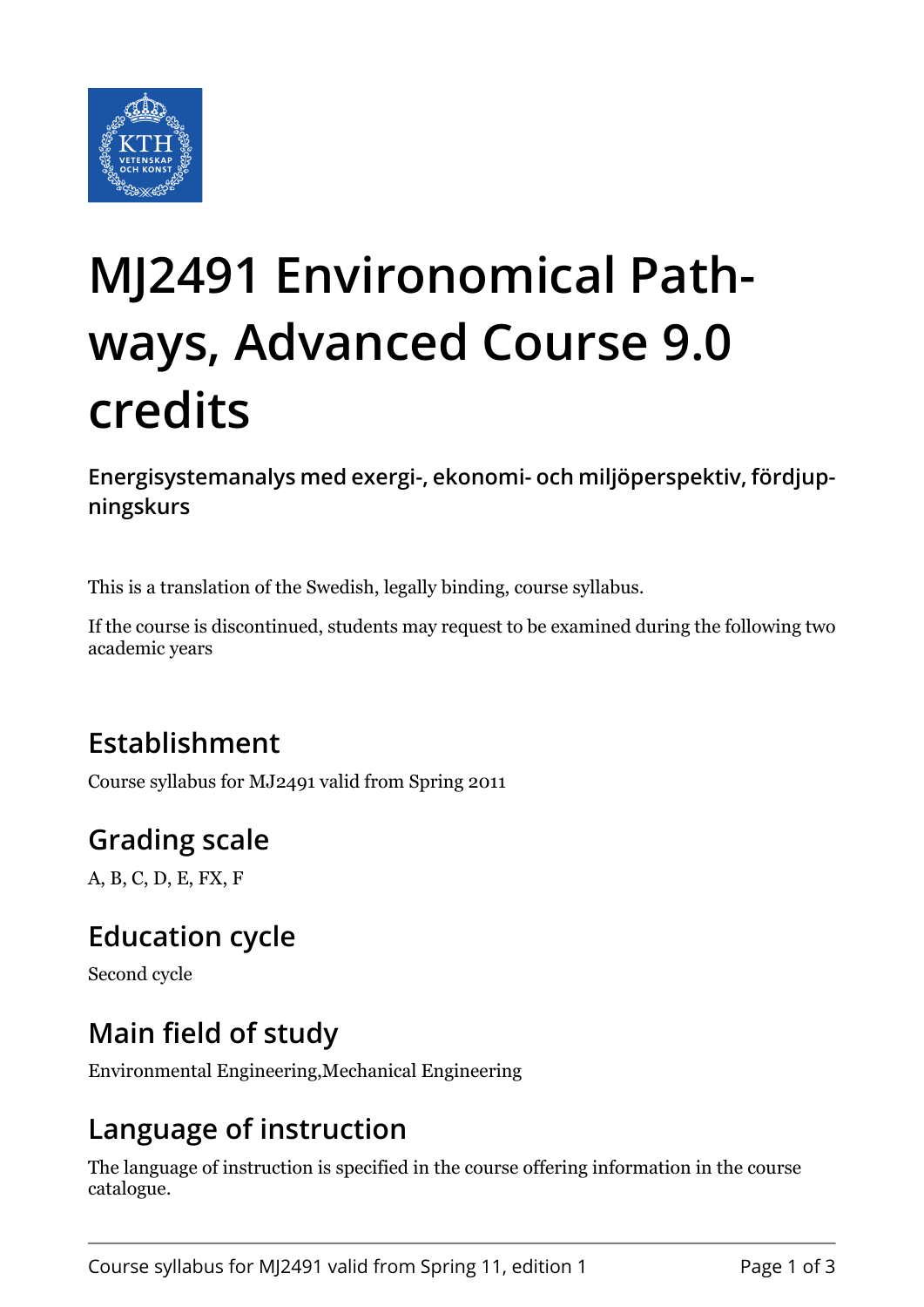# MJ2491 Environomical Pathways, Advanced Course 9.0 credits

**Energisystemanalys med exergi-, ekonomi- och miljöperspektiv, fördjupningskurs**

This is a translation of the Swedish, legally binding, course syllabus.

If the course is discontinued, students may request to be examined during the following two academic years

## Establishment

Course syllabus for MJ2491 valid from Spring 2011

## Grading scale

A, B, C, D, E, FX, F

## Education cycle

Second cycle

## Main field of study

Environmental Engineering,Mechanical Engineering

## Language of instruction

The language of instruction is specified in the course offering information in the course catalogue.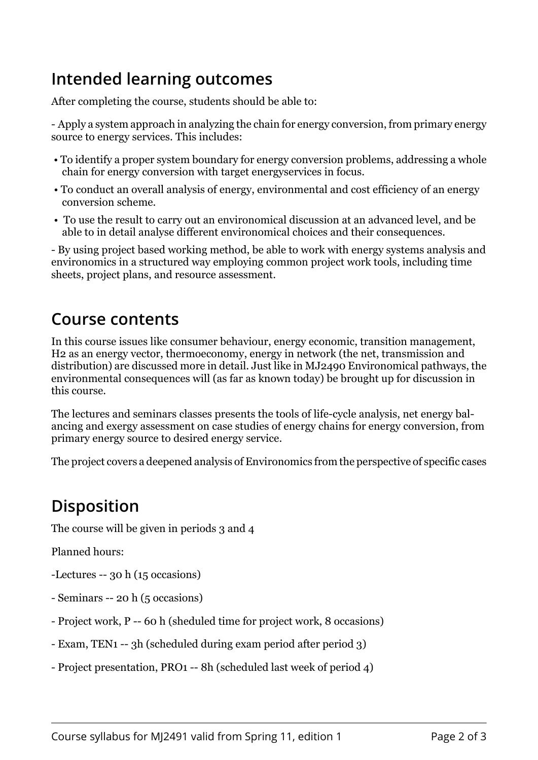## Intended learning outcomes

After completing the course, students should be able to:

- Apply a system approach in analyzing the chain for energy conversion, from primary energy source to energy services. This includes:

  - To identify a proper system boundary for energy conversion problems, addressing a whole chain for energy conversion with target energyservices in focus.
  - To conduct an overall analysis of energy, environmental and cost efficiency of an energy conversion scheme.
  - To use the result to carry out an environomical discussion at an advanced level, and be able to in detail analyse different environomical choices and their consequences.

- By using project based working method, be able to work with energy systems analysis and environomics in a structured way employing common project work tools, including time sheets, project plans, and resource assessment.

## Course contents

In this course issues like consumer behaviour, energy economic, transition management, H2 as an energy vector, thermoeconomy, energy in network (the net, transmission and distribution) are discussed more in detail. Just like in MJ2490 Environomical pathways, the environmental consequences will (as far as known today) be brought up for discussion in this course.

The lectures and seminars classes presents the tools of life-cycle analysis, net energy balancing and exergy assessment on case studies of energy chains for energy conversion, from primary energy source to desired energy service.

The project covers a deepened analysis of Environomics from the perspective of specific cases

## Disposition

The course will be given in periods 3 and 4

Planned hours:

-Lectures -- 30 h (15 occasions)

- Seminars -- 20 h (5 occasions)

- Project work, P -- 60 h (sheduled time for project work, 8 occasions)

- Exam, TEN1 -- 3h (scheduled during exam period after period 3)

- Project presentation, PRO1 -- 8h (scheduled last week of period 4)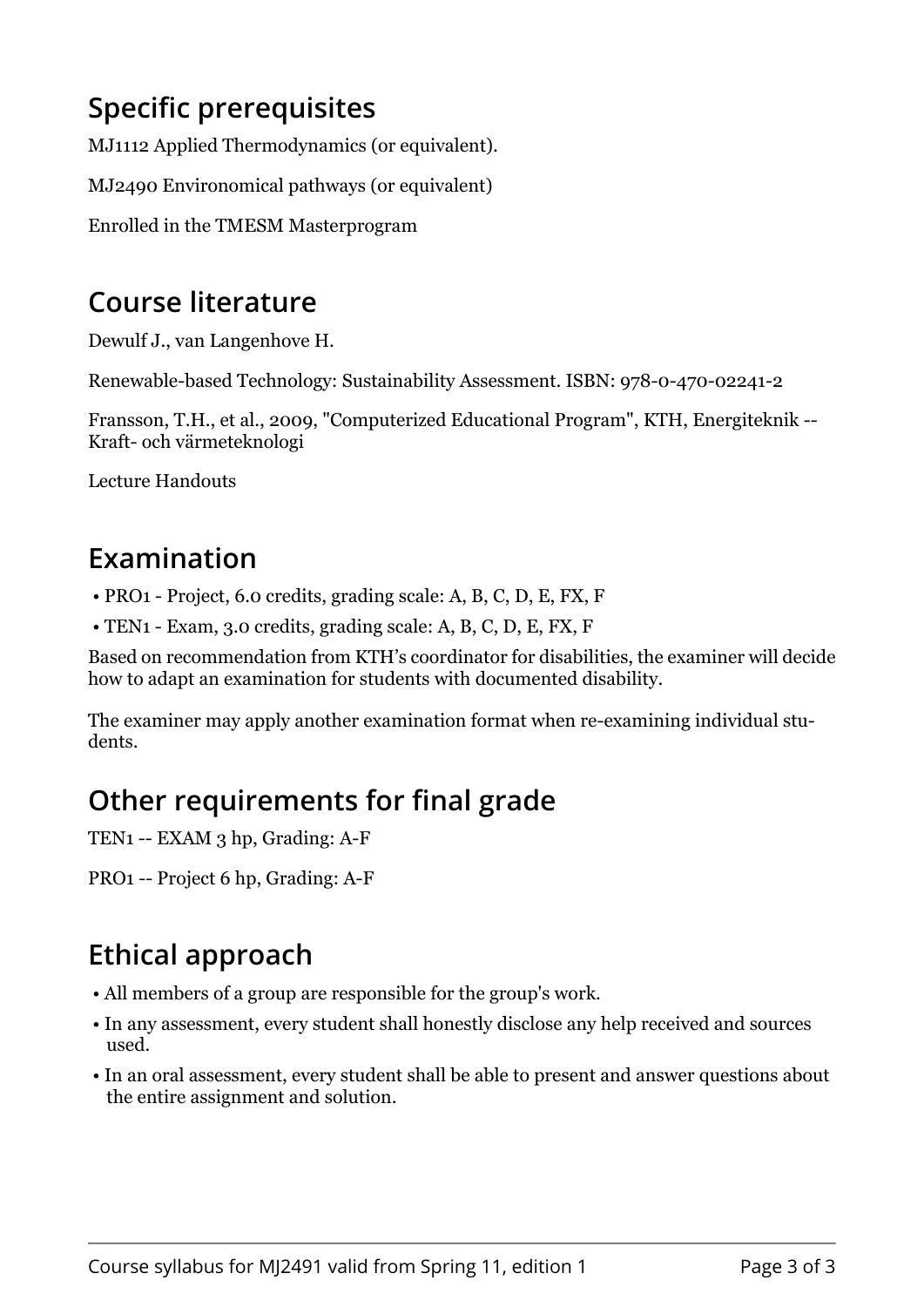## Specific prerequisites

MJ1112 Applied Thermodynamics (or equivalent).

MJ2490 Environomical pathways (or equivalent)

Enrolled in the TMESM Masterprogram

## Course literature

Dewulf J., van Langenhove H.

Renewable-based Technology: Sustainability Assessment. ISBN: 978-0-470-02241-2

Fransson, T.H., et al., 2009, "Computerized Educational Program", KTH, Energiteknik -- Kraft- och värmeteknologi

Lecture Handouts

## Examination

- PRO1 - Project, 6.0 credits, grading scale: A, B, C, D, E, FX, F
- TEN1 - Exam, 3.0 credits, grading scale: A, B, C, D, E, FX, F

Based on recommendation from KTH's coordinator for disabilities, the examiner will decide how to adapt an examination for students with documented disability.

The examiner may apply another examination format when re-examining individual students.

## Other requirements for final grade

TEN1 -- EXAM 3 hp, Grading: A-F

PRO1 -- Project 6 hp, Grading: A-F

## Ethical approach

- All members of a group are responsible for the group's work.
- In any assessment, every student shall honestly disclose any help received and sources used.
- In an oral assessment, every student shall be able to present and answer questions about the entire assignment and solution.